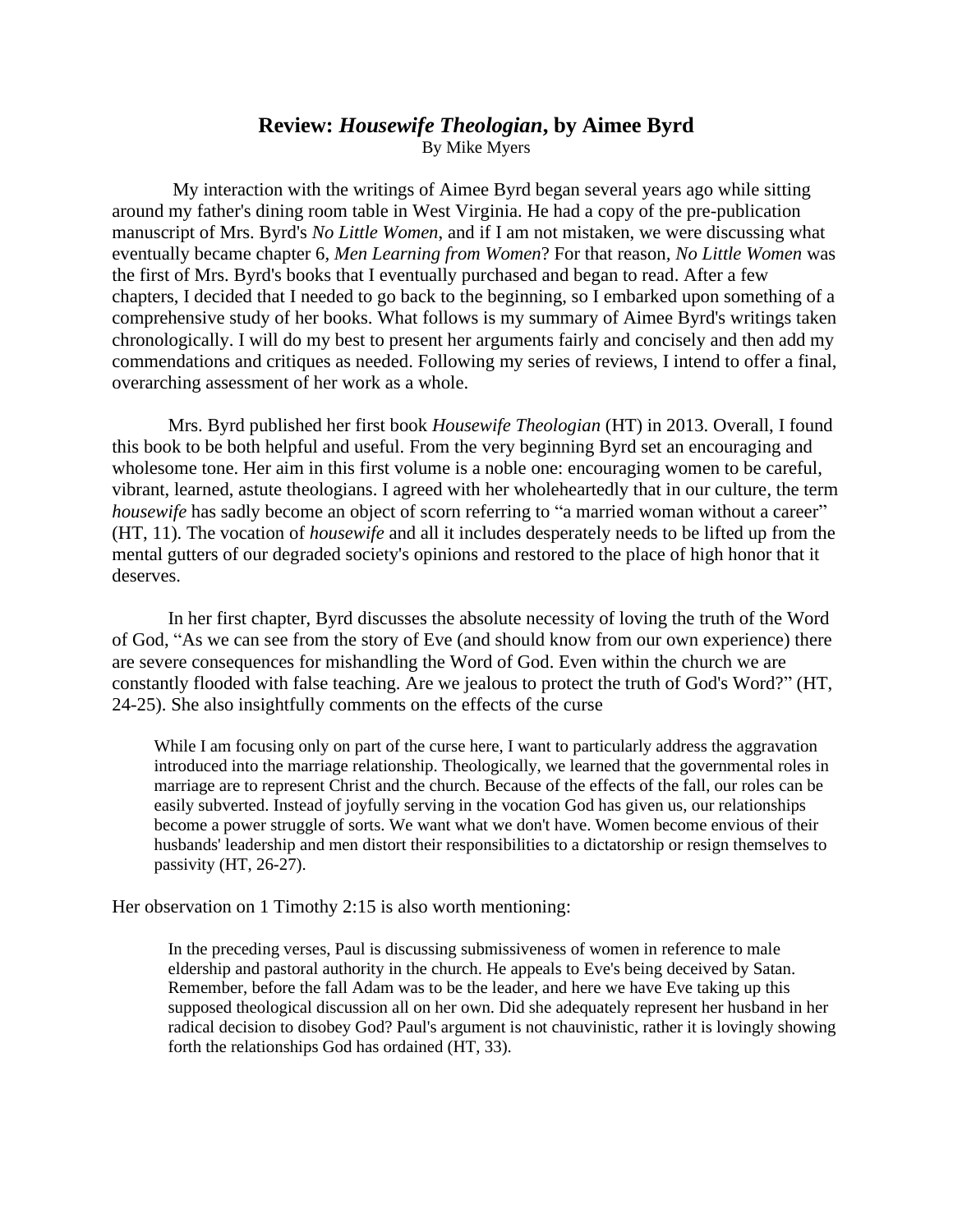# Review: *Housewife Theologian*, by Aimee Byrd

By Mike Myers

My interaction with the writings of Aimee Byrd began several years ago while sitting around my father's dining room table in West Virginia. He had a copy of the pre-publication manuscript of Mrs. Byrd's *No Little Women*, and if I am not mistaken, we were discussing what eventually became chapter 6, *Men Learning from Women*? For that reason, *No Little Women* was the first of Mrs. Byrd's books that I eventually purchased and began to read. After a few chapters, I decided that I needed to go back to the beginning, so I embarked upon something of a comprehensive study of her books. What follows is my summary of Aimee Byrd's writings taken chronologically. I will do my best to present her arguments fairly and concisely and then add my commendations and critiques as needed. Following my series of reviews, I intend to offer a final, overarching assessment of her work as a whole.

Mrs. Byrd published her first book *Housewife Theologian* (HT) in 2013. Overall, I found this book to be both helpful and useful. From the very beginning Byrd set an encouraging and wholesome tone. Her aim in this first volume is a noble one: encouraging women to be careful, vibrant, learned, astute theologians. I agreed with her wholeheartedly that in our culture, the term *housewife* has sadly become an object of scorn referring to "a married woman without a career" (HT, 11). The vocation of *housewife* and all it includes desperately needs to be lifted up from the mental gutters of our degraded society's opinions and restored to the place of high honor that it deserves.

In her first chapter, Byrd discusses the absolute necessity of loving the truth of the Word of God, "As we can see from the story of Eve (and should know from our own experience) there are severe consequences for mishandling the Word of God. Even within the church we are constantly flooded with false teaching. Are we jealous to protect the truth of God's Word?" (HT, 24-25). She also insightfully comments on the effects of the curse

> While I am focusing only on part of the curse here, I want to particularly address the aggravation introduced into the marriage relationship. Theologically, we learned that the governmental roles in marriage are to represent Christ and the church. Because of the effects of the fall, our roles can be easily subverted. Instead of joyfully serving in the vocation God has given us, our relationships become a power struggle of sorts. We want what we don't have. Women become envious of their husbands' leadership and men distort their responsibilities to a dictatorship or resign themselves to passivity (HT, 26-27).

Her observation on 1 Timothy 2:15 is also worth mentioning:

> In the preceding verses, Paul is discussing submissiveness of women in reference to male eldership and pastoral authority in the church. He appeals to Eve's being deceived by Satan. Remember, before the fall Adam was to be the leader, and here we have Eve taking up this supposed theological discussion all on her own. Did she adequately represent her husband in her radical decision to disobey God? Paul's argument is not chauvinistic, rather it is lovingly showing forth the relationships God has ordained (HT, 33).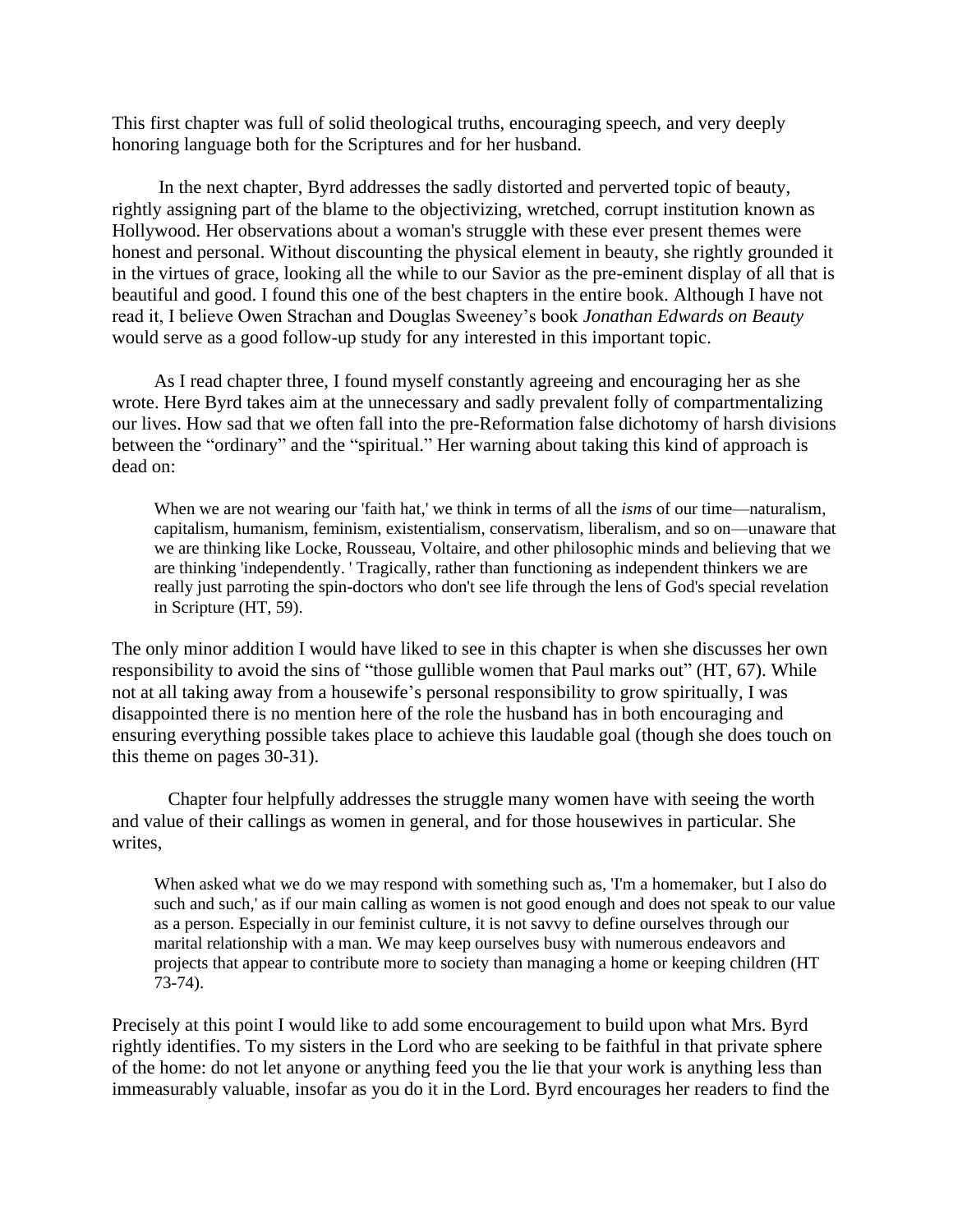This first chapter was full of solid theological truths, encouraging speech, and very deeply honoring language both for the Scriptures and for her husband.

In the next chapter, Byrd addresses the sadly distorted and perverted topic of beauty, rightly assigning part of the blame to the objectivizing, wretched, corrupt institution known as Hollywood. Her observations about a woman's struggle with these ever present themes were honest and personal. Without discounting the physical element in beauty, she rightly grounded it in the virtues of grace, looking all the while to our Savior as the pre-eminent display of all that is beautiful and good. I found this one of the best chapters in the entire book. Although I have not read it, I believe Owen Strachan and Douglas Sweeney's book *Jonathan Edwards on Beauty* would serve as a good follow-up study for any interested in this important topic.

As I read chapter three, I found myself constantly agreeing and encouraging her as she wrote. Here Byrd takes aim at the unnecessary and sadly prevalent folly of compartmentalizing our lives. How sad that we often fall into the pre-Reformation false dichotomy of harsh divisions between the "ordinary" and the "spiritual." Her warning about taking this kind of approach is dead on:

> When we are not wearing our 'faith hat,' we think in terms of all the *isms* of our time—naturalism, capitalism, humanism, feminism, existentialism, conservatism, liberalism, and so on—unaware that we are thinking like Locke, Rousseau, Voltaire, and other philosophic minds and believing that we are thinking 'independently. ' Tragically, rather than functioning as independent thinkers we are really just parroting the spin-doctors who don't see life through the lens of God's special revelation in Scripture (HT, 59).

The only minor addition I would have liked to see in this chapter is when she discusses her own responsibility to avoid the sins of "those gullible women that Paul marks out" (HT, 67). While not at all taking away from a housewife's personal responsibility to grow spiritually, I was disappointed there is no mention here of the role the husband has in both encouraging and ensuring everything possible takes place to achieve this laudable goal (though she does touch on this theme on pages 30-31).

Chapter four helpfully addresses the struggle many women have with seeing the worth and value of their callings as women in general, and for those housewives in particular. She writes,

> When asked what we do we may respond with something such as, 'I'm a homemaker, but I also do such and such,' as if our main calling as women is not good enough and does not speak to our value as a person. Especially in our feminist culture, it is not savvy to define ourselves through our marital relationship with a man. We may keep ourselves busy with numerous endeavors and projects that appear to contribute more to society than managing a home or keeping children (HT 73-74).

Precisely at this point I would like to add some encouragement to build upon what Mrs. Byrd rightly identifies. To my sisters in the Lord who are seeking to be faithful in that private sphere of the home: do not let anyone or anything feed you the lie that your work is anything less than immeasurably valuable, insofar as you do it in the Lord. Byrd encourages her readers to find the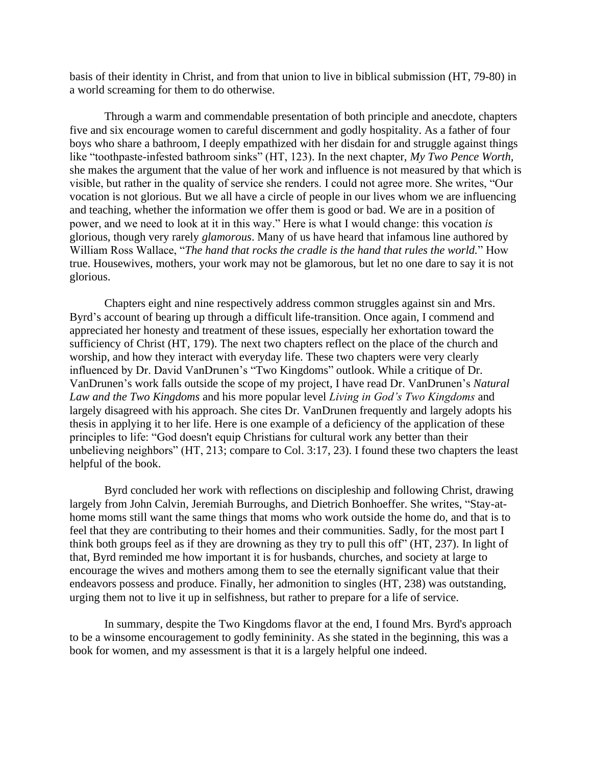basis of their identity in Christ, and from that union to live in biblical submission (HT, 79-80) in a world screaming for them to do otherwise.

Through a warm and commendable presentation of both principle and anecdote, chapters five and six encourage women to careful discernment and godly hospitality. As a father of four boys who share a bathroom, I deeply empathized with her disdain for and struggle against things like "toothpaste-infested bathroom sinks" (HT, 123). In the next chapter, *My Two Pence Worth,* she makes the argument that the value of her work and influence is not measured by that which is visible, but rather in the quality of service she renders. I could not agree more. She writes, "Our vocation is not glorious. But we all have a circle of people in our lives whom we are influencing and teaching, whether the information we offer them is good or bad. We are in a position of power, and we need to look at it in this way." Here is what I would change: this vocation *is* glorious, though very rarely *glamorous*. Many of us have heard that infamous line authored by William Ross Wallace, "*The hand that rocks the cradle is the hand that rules the world.*" How true. Housewives, mothers, your work may not be glamorous, but let no one dare to say it is not glorious.

Chapters eight and nine respectively address common struggles against sin and Mrs. Byrd's account of bearing up through a difficult life-transition. Once again, I commend and appreciated her honesty and treatment of these issues, especially her exhortation toward the sufficiency of Christ (HT, 179). The next two chapters reflect on the place of the church and worship, and how they interact with everyday life. These two chapters were very clearly influenced by Dr. David VanDrunen's "Two Kingdoms" outlook. While a critique of Dr. VanDrunen's work falls outside the scope of my project, I have read Dr. VanDrunen's *Natural Law and the Two Kingdoms* and his more popular level *Living in God's Two Kingdoms* and largely disagreed with his approach. She cites Dr. VanDrunen frequently and largely adopts his thesis in applying it to her life. Here is one example of a deficiency of the application of these principles to life: "God doesn't equip Christians for cultural work any better than their unbelieving neighbors" (HT, 213; compare to Col. 3:17, 23). I found these two chapters the least helpful of the book.

Byrd concluded her work with reflections on discipleship and following Christ, drawing largely from John Calvin, Jeremiah Burroughs, and Dietrich Bonhoeffer. She writes, "Stay-at-home moms still want the same things that moms who work outside the home do, and that is to feel that they are contributing to their homes and their communities. Sadly, for the most part I think both groups feel as if they are drowning as they try to pull this off" (HT, 237). In light of that, Byrd reminded me how important it is for husbands, churches, and society at large to encourage the wives and mothers among them to see the eternally significant value that their endeavors possess and produce. Finally, her admonition to singles (HT, 238) was outstanding, urging them not to live it up in selfishness, but rather to prepare for a life of service.

In summary, despite the Two Kingdoms flavor at the end, I found Mrs. Byrd's approach to be a winsome encouragement to godly femininity. As she stated in the beginning, this was a book for women, and my assessment is that it is a largely helpful one indeed.